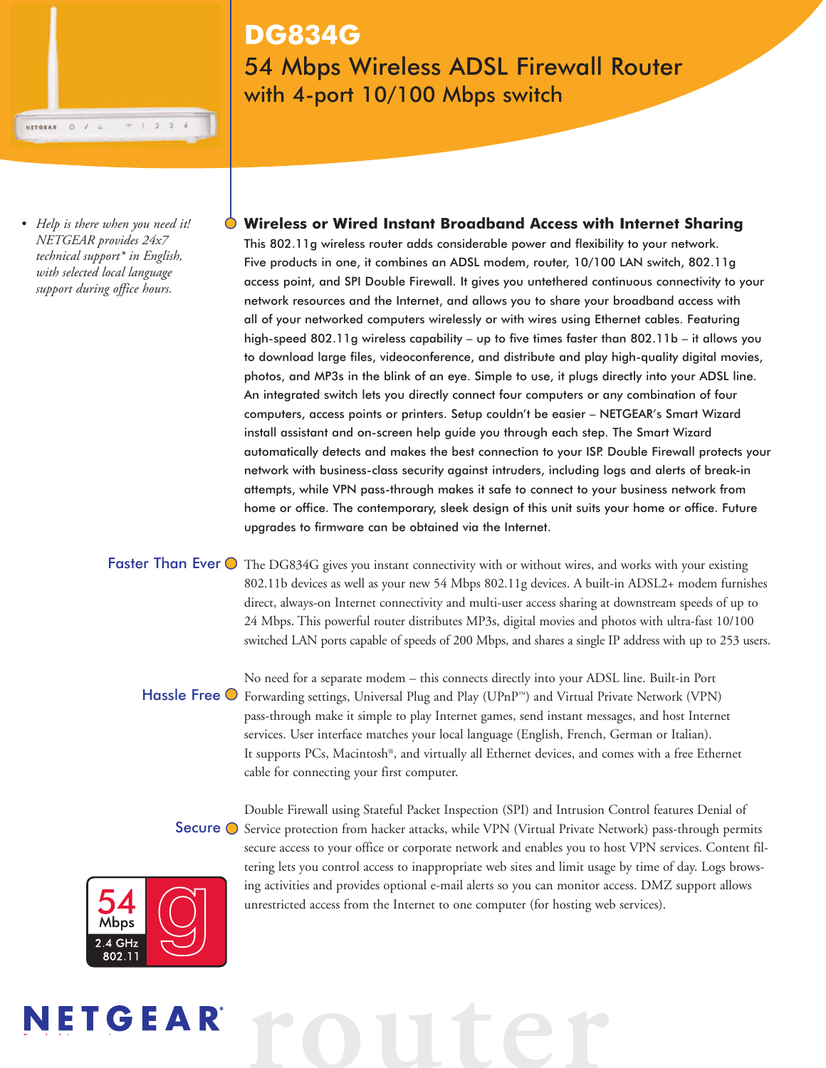# DG834G

## 54 Mbps Wireless ADSL Firewall Router with 4-port 10/100 Mbps switch

- *Help is there when you need it! NETGEAR provides 24x7 technical support* in English, with selected local language support during office hours.*

### Wireless or Wired Instant Broadband Access with Internet Sharing

This 802.11g wireless router adds considerable power and flexibility to your network. Five products in one, it combines an ADSL modem, router, 10/100 LAN switch, 802.11g access point, and SPI Double Firewall. It gives you untethered continuous connectivity to your network resources and the Internet, and allows you to share your broadband access with all of your networked computers wirelessly or with wires using Ethernet cables. Featuring high-speed 802.11g wireless capability – up to five times faster than 802.11b – it allows you to download large files, videoconference, and distribute and play high-quality digital movies, photos, and MP3s in the blink of an eye. Simple to use, it plugs directly into your ADSL line. An integrated switch lets you directly connect four computers or any combination of four computers, access points or printers. Setup couldn't be easier – NETGEAR's Smart Wizard install assistant and on-screen help guide you through each step. The Smart Wizard automatically detects and makes the best connection to your ISP. Double Firewall protects your network with business-class security against intruders, including logs and alerts of break-in attempts, while VPN pass-through makes it safe to connect to your business network from home or office. The contemporary, sleek design of this unit suits your home or office. Future upgrades to firmware can be obtained via the Internet.

### Faster Than Ever

The DG834G gives you instant connectivity with or without wires, and works with your existing 802.11b devices as well as your new 54 Mbps 802.11g devices. A built-in ADSL2+ modem furnishes direct, always-on Internet connectivity and multi-user access sharing at downstream speeds of up to 24 Mbps. This powerful router distributes MP3s, digital movies and photos with ultra-fast 10/100 switched LAN ports capable of speeds of 200 Mbps, and shares a single IP address with up to 253 users.

### Hassle Free

No need for a separate modem – this connects directly into your ADSL line. Built-in Port Forwarding settings, Universal Plug and Play (UPnP™) and Virtual Private Network (VPN) pass-through make it simple to play Internet games, send instant messages, and host Internet services. User interface matches your local language (English, French, German or Italian). It supports PCs, Macintosh®, and virtually all Ethernet devices, and comes with a free Ethernet cable for connecting your first computer.

### Secure

Double Firewall using Stateful Packet Inspection (SPI) and Intrusion Control features Denial of Service protection from hacker attacks, while VPN (Virtual Private Network) pass-through permits secure access to your office or corporate network and enables you to host VPN services. Content filtering lets you control access to inappropriate web sites and limit usage by time of day. Logs browsing activities and provides optional e-mail alerts so you can monitor access. DMZ support allows unrestricted access from the Internet to one computer (for hosting web services).

54 Mbps 2.4 GHz 802.11 g

NETGEAR®

router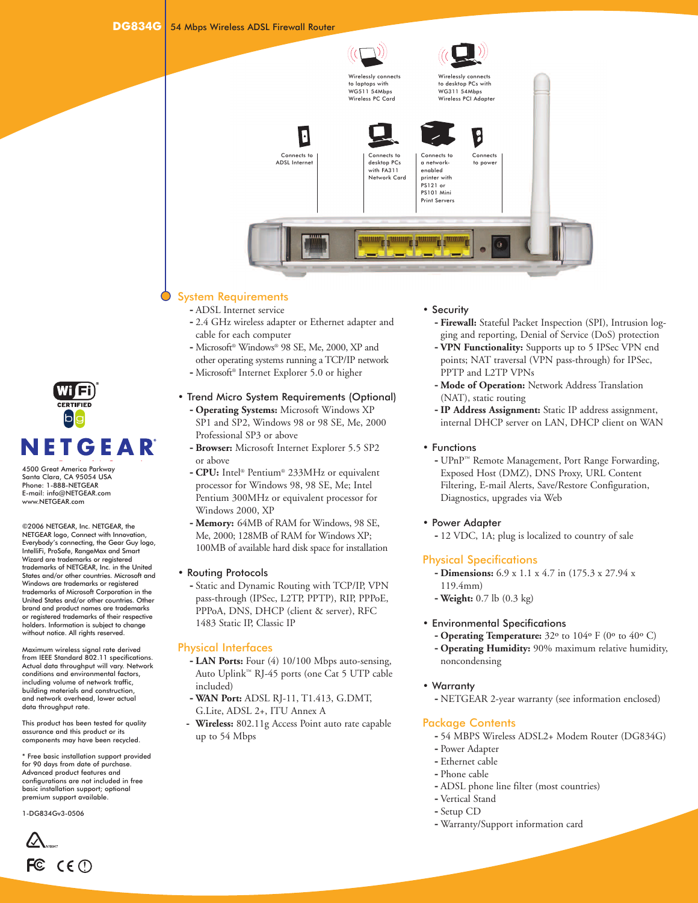DG834G 54 Mbps Wireless ADSL Firewall Router

Wirelessly connects to laptops with WG511 54Mbps Wireless PC Card

Wirelessly connects to desktop PCs with WG311 54Mbps Wireless PCI Adapter

Connects to ADSL Internet

Connects to desktop PCs with FA311 Network Card

Connects to a network-enabled printer with PS121 or PS101 Mini Print Servers

Connects to power

## System Requirements

- ADSL Internet service
- 2.4 GHz wireless adapter or Ethernet adapter and cable for each computer
- Microsoft® Windows® 98 SE, Me, 2000, XP and other operating systems running a TCP/IP network
- Microsoft® Internet Explorer 5.0 or higher

### • Trend Micro System Requirements (Optional)

- **Operating Systems:** Microsoft Windows XP SP1 and SP2, Windows 98 or 98 SE, Me, 2000 Professional SP3 or above
- **Browser:** Microsoft Internet Explorer 5.5 SP2 or above
- **CPU:** Intel® Pentium® 233MHz or equivalent processor for Windows 98, 98 SE, Me; Intel Pentium 300MHz or equivalent processor for Windows 2000, XP
- **Memory:** 64MB of RAM for Windows, 98 SE, Me, 2000; 128MB of RAM for Windows XP; 100MB of available hard disk space for installation

### • Routing Protocols

- Static and Dynamic Routing with TCP/IP, VPN pass-through (IPSec, L2TP, PPTP), RIP, PPPoE, PPPoA, DNS, DHCP (client & server), RFC 1483 Static IP, Classic IP

## Physical Interfaces

- **LAN Ports:** Four (4) 10/100 Mbps auto-sensing, Auto Uplink™ RJ-45 ports (one Cat 5 UTP cable included)
- **WAN Port:** ADSL RJ-11, T1.413, G.DMT, G.Lite, ADSL 2+, ITU Annex A
- **Wireless:** 802.11g Access Point auto rate capable up to 54 Mbps

### • Security

- **Firewall:** Stateful Packet Inspection (SPI), Intrusion logging and reporting, Denial of Service (DoS) protection
- **VPN Functionality:** Supports up to 5 IPSec VPN end points; NAT traversal (VPN pass-through) for IPSec, PPTP and L2TP VPNs
- **Mode of Operation:** Network Address Translation (NAT), static routing
- **IP Address Assignment:** Static IP address assignment, internal DHCP server on LAN, DHCP client on WAN

### • Functions

- UPnP™ Remote Management, Port Range Forwarding, Exposed Host (DMZ), DNS Proxy, URL Content Filtering, E-mail Alerts, Save/Restore Configuration, Diagnostics, upgrades via Web

### • Power Adapter

- 12 VDC, 1A; plug is localized to country of sale

## Physical Specifications

- **Dimensions:** 6.9 x 1.1 x 4.7 in (175.3 x 27.94 x 119.4mm)
- **Weight:** 0.7 lb (0.3 kg)

### • Environmental Specifications

- **Operating Temperature:** 32º to 104º F (0º to 40º C)
- **Operating Humidity:** 90% maximum relative humidity, noncondensing

### • Warranty

- NETGEAR 2-year warranty (see information enclosed)

## Package Contents

- 54 MBPS Wireless ADSL2+ Modem Router (DG834G)
- Power Adapter
- Ethernet cable
- Phone cable
- ADSL phone line filter (most countries)
- Vertical Stand
- Setup CD
- Warranty/Support information card

NETGEAR®

4500 Great America Parkway
Santa Clara, CA 95054 USA
Phone: 1-888-NETGEAR
E-mail: info@NETGEAR.com
www.NETGEAR.com

©2006 NETGEAR, Inc. NETGEAR, the NETGEAR logo, Connect with Innovation, Everybody's connecting, the Gear Guy logo, IntelliFi, ProSafe, RangeMax and Smart Wizard are trademarks or registered trademarks of NETGEAR, Inc. in the United States and/or other countries. Microsoft and Windows are trademarks or registered trademarks of Microsoft Corporation in the United States and/or other countries. Other brand and product names are trademarks or registered trademarks of their respective holders. Information is subject to change without notice. All rights reserved.

Maximum wireless signal rate derived from IEEE Standard 802.11 specifications. Actual data throughput will vary. Network conditions and environmental factors, including volume of network traffic, building materials and construction, and network overhead, lower actual data throughput rate.

This product has been tested for quality assurance and this product or its components may have been recycled.

* Free basic installation support provided for 90 days from date of purchase. Advanced product features and configurations are not included in free basic installation support; optional premium support available.

1-DG834Gv3-0506